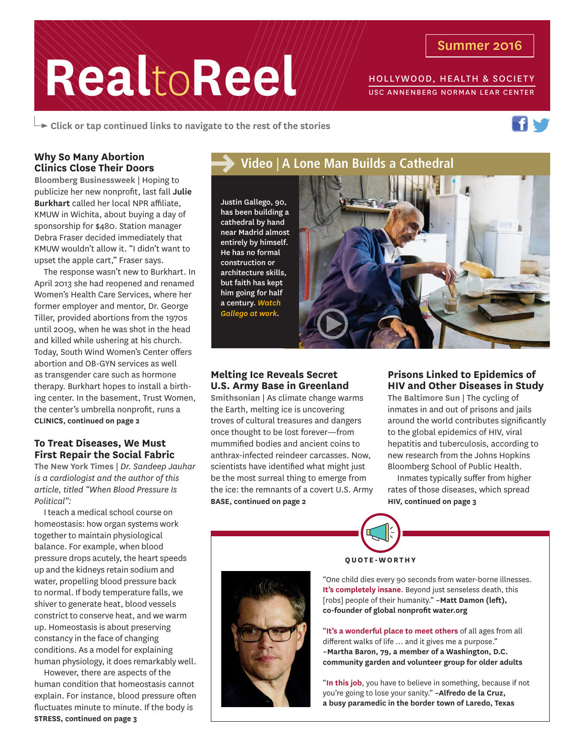# RealtoReel

**Summer 2016**

HOLLYWOOD, HEALTH & SOCIETY
USC ANNENBERG NORMAN LEAR CENTER

Click or tap continued links to navigate to the rest of the stories

### Why So Many Abortion Clinics Close Their Doors

**Bloomberg Businessweek** | Hoping to publicize her new nonprofit, last fall **Julie Burkhart** called her local NPR affiliate, KMUW in Wichita, about buying a day of sponsorship for $480. Station manager Debra Fraser decided immediately that KMUW wouldn't allow it. "I didn't want to upset the apple cart," Fraser says.

The response wasn't new to Burkhart. In April 2013 she had reopened and renamed Women's Health Care Services, where her former employer and mentor, Dr. George Tiller, provided abortions from the 1970s until 2009, when he was shot in the head and killed while ushering at his church. Today, South Wind Women's Center offers abortion and OB-GYN services as well as transgender care such as hormone therapy. Burkhart hopes to install a birthing center. In the basement, Trust Women, the center's umbrella nonprofit, runs a

**CLINICS, continued on page 2**

### To Treat Diseases, We Must First Repair the Social Fabric

**The New York Times** | *Dr. Sandeep Jauhar is a cardiologist and the author of this article, titled "When Blood Pressure Is Political":*

I teach a medical school course on homeostasis: how organ systems work together to maintain physiological balance. For example, when blood pressure drops acutely, the heart speeds up and the kidneys retain sodium and water, propelling blood pressure back to normal. If body temperature falls, we shiver to generate heat, blood vessels constrict to conserve heat, and we warm up. Homeostasis is about preserving constancy in the face of changing conditions. As a model for explaining human physiology, it does remarkably well.

However, there are aspects of the human condition that homeostasis cannot explain. For instance, blood pressure often fluctuates minute to minute. If the body is

**STRESS, continued on page 3**

## Video | A Lone Man Builds a Cathedral

Justin Gallego, 90, has been building a cathedral by hand near Madrid almost entirely by himself. He has no formal construction or architecture skills, but faith has kept him going for half a century. *Watch Gallego at work.*

### Melting Ice Reveals Secret U.S. Army Base in Greenland

**Smithsonian** | As climate change warms the Earth, melting ice is uncovering troves of cultural treasures and dangers once thought to be lost forever—from mummified bodies and ancient coins to anthrax-infected reindeer carcasses. Now, scientists have identified what might just be the most surreal thing to emerge from the ice: the remnants of a covert U.S. Army

**BASE, continued on page 2**

### Prisons Linked to Epidemics of HIV and Other Diseases in Study

**The Baltimore Sun** | The cycling of inmates in and out of prisons and jails around the world contributes significantly to the global epidemics of HIV, viral hepatitis and tuberculosis, according to new research from the Johns Hopkins Bloomberg School of Public Health.

Inmates typically suffer from higher rates of those diseases, which spread

**HIV, continued on page 3**

### QUOTE-WORTHY

"One child dies every 90 seconds from water-borne illnesses. **It's completely insane**. Beyond just senseless death, this [robs] people of their humanity." –**Matt Damon (left), co-founder of global nonprofit water.org**

"**It's a wonderful place to meet others** of all ages from all different walks of life … and it gives me a purpose." –**Martha Baron, 79, a member of a Washington, D.C. community garden and volunteer group for older adults**

"**In this job**, you have to believe in something, because if not you're going to lose your sanity." –**Alfredo de la Cruz, a busy paramedic in the border town of Laredo, Texas**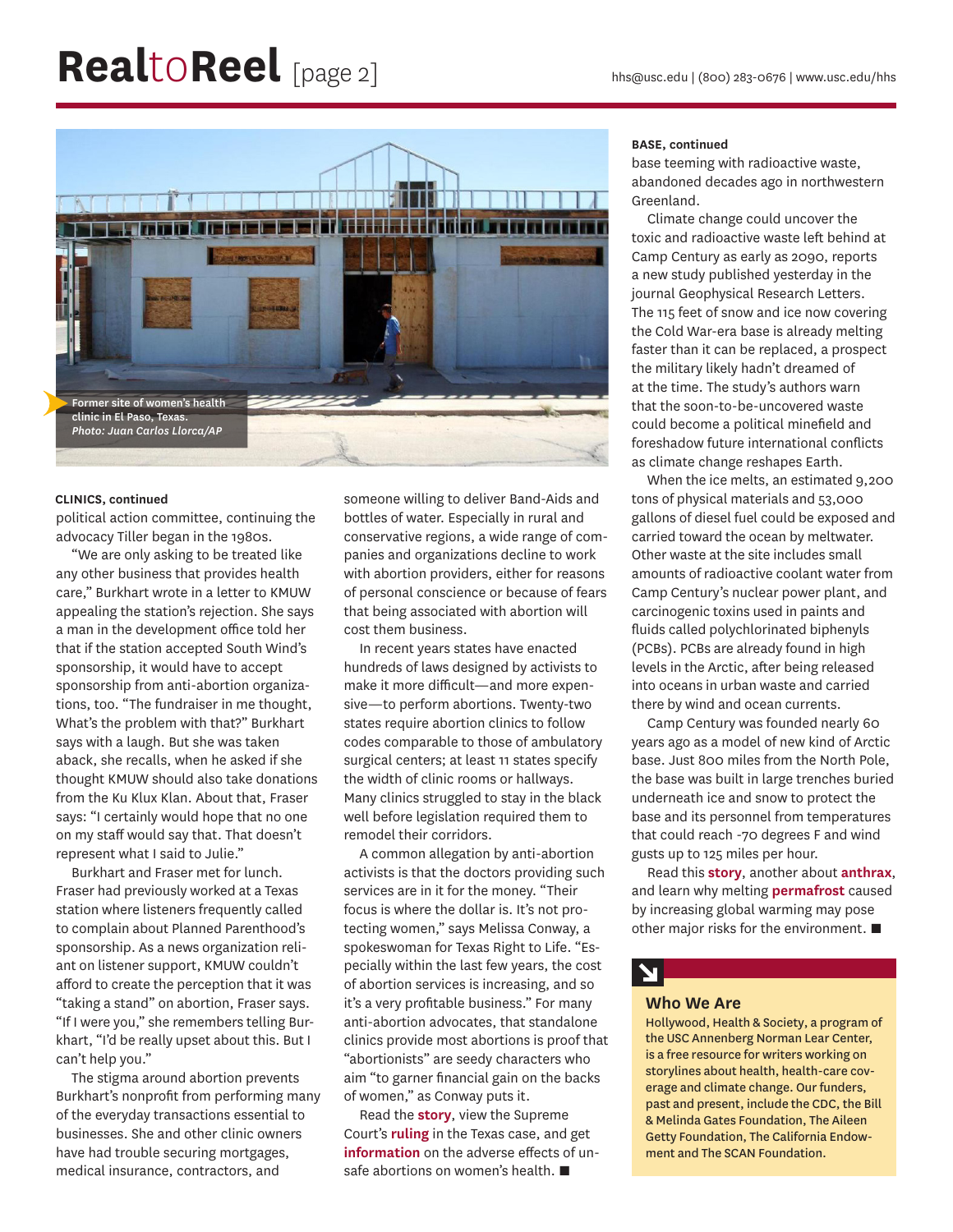Former site of women's health clinic in El Paso, Texas. *Photo: Juan Carlos Llorca/AP*

**CLINICS, continued**

political action committee, continuing the advocacy Tiller began in the 1980s.

"We are only asking to be treated like any other business that provides health care," Burkhart wrote in a letter to KMUW appealing the station's rejection. She says a man in the development office told her that if the station accepted South Wind's sponsorship, it would have to accept sponsorship from anti-abortion organizations, too. "The fundraiser in me thought, What's the problem with that?" Burkhart says with a laugh. But she was taken aback, she recalls, when he asked if she thought KMUW should also take donations from the Ku Klux Klan. About that, Fraser says: "I certainly would hope that no one on my staff would say that. That doesn't represent what I said to Julie."

Burkhart and Fraser met for lunch. Fraser had previously worked at a Texas station where listeners frequently called to complain about Planned Parenthood's sponsorship. As a news organization reliant on listener support, KMUW couldn't afford to create the perception that it was "taking a stand" on abortion, Fraser says. "If I were you," she remembers telling Burkhart, "I'd be really upset about this. But I can't help you."

The stigma around abortion prevents Burkhart's nonprofit from performing many of the everyday transactions essential to businesses. She and other clinic owners have had trouble securing mortgages, medical insurance, contractors, and someone willing to deliver Band-Aids and bottles of water. Especially in rural and conservative regions, a wide range of companies and organizations decline to work with abortion providers, either for reasons of personal conscience or because of fears that being associated with abortion will cost them business.

In recent years states have enacted hundreds of laws designed by activists to make it more difficult—and more expensive—to perform abortions. Twenty-two states require abortion clinics to follow codes comparable to those of ambulatory surgical centers; at least 11 states specify the width of clinic rooms or hallways. Many clinics struggled to stay in the black well before legislation required them to remodel their corridors.

A common allegation by anti-abortion activists is that the doctors providing such services are in it for the money. "Their focus is where the dollar is. It's not protecting women," says Melissa Conway, a spokeswoman for Texas Right to Life. "Especially within the last few years, the cost of abortion services is increasing, and so it's a very profitable business." For many anti-abortion advocates, that standalone clinics provide most abortions is proof that "abortionists" are seedy characters who aim "to garner financial gain on the backs of women," as Conway puts it.

Read the **story**, view the Supreme Court's **ruling** in the Texas case, and get **information** on the adverse effects of unsafe abortions on women's health. ■

**BASE, continued**

base teeming with radioactive waste, abandoned decades ago in northwestern Greenland.

Climate change could uncover the toxic and radioactive waste left behind at Camp Century as early as 2090, reports a new study published yesterday in the journal Geophysical Research Letters. The 115 feet of snow and ice now covering the Cold War-era base is already melting faster than it can be replaced, a prospect the military likely hadn't dreamed of at the time. The study's authors warn that the soon-to-be-uncovered waste could become a political minefield and foreshadow future international conflicts as climate change reshapes Earth.

When the ice melts, an estimated 9,200 tons of physical materials and 53,000 gallons of diesel fuel could be exposed and carried toward the ocean by meltwater. Other waste at the site includes small amounts of radioactive coolant water from Camp Century's nuclear power plant, and carcinogenic toxins used in paints and fluids called polychlorinated biphenyls (PCBs). PCBs are already found in high levels in the Arctic, after being released into oceans in urban waste and carried there by wind and ocean currents.

Camp Century was founded nearly 60 years ago as a model of new kind of Arctic base. Just 800 miles from the North Pole, the base was built in large trenches buried underneath ice and snow to protect the base and its personnel from temperatures that could reach -70 degrees F and wind gusts up to 125 miles per hour.

Read this **story**, another about **anthrax**, and learn why melting **permafrost** caused by increasing global warming may pose other major risks for the environment. ■

## Who We Are

Hollywood, Health & Society, a program of the USC Annenberg Norman Lear Center, is a free resource for writers working on storylines about health, health-care coverage and climate change. Our funders, past and present, include the CDC, the Bill & Melinda Gates Foundation, The Aileen Getty Foundation, The California Endowment and The SCAN Foundation.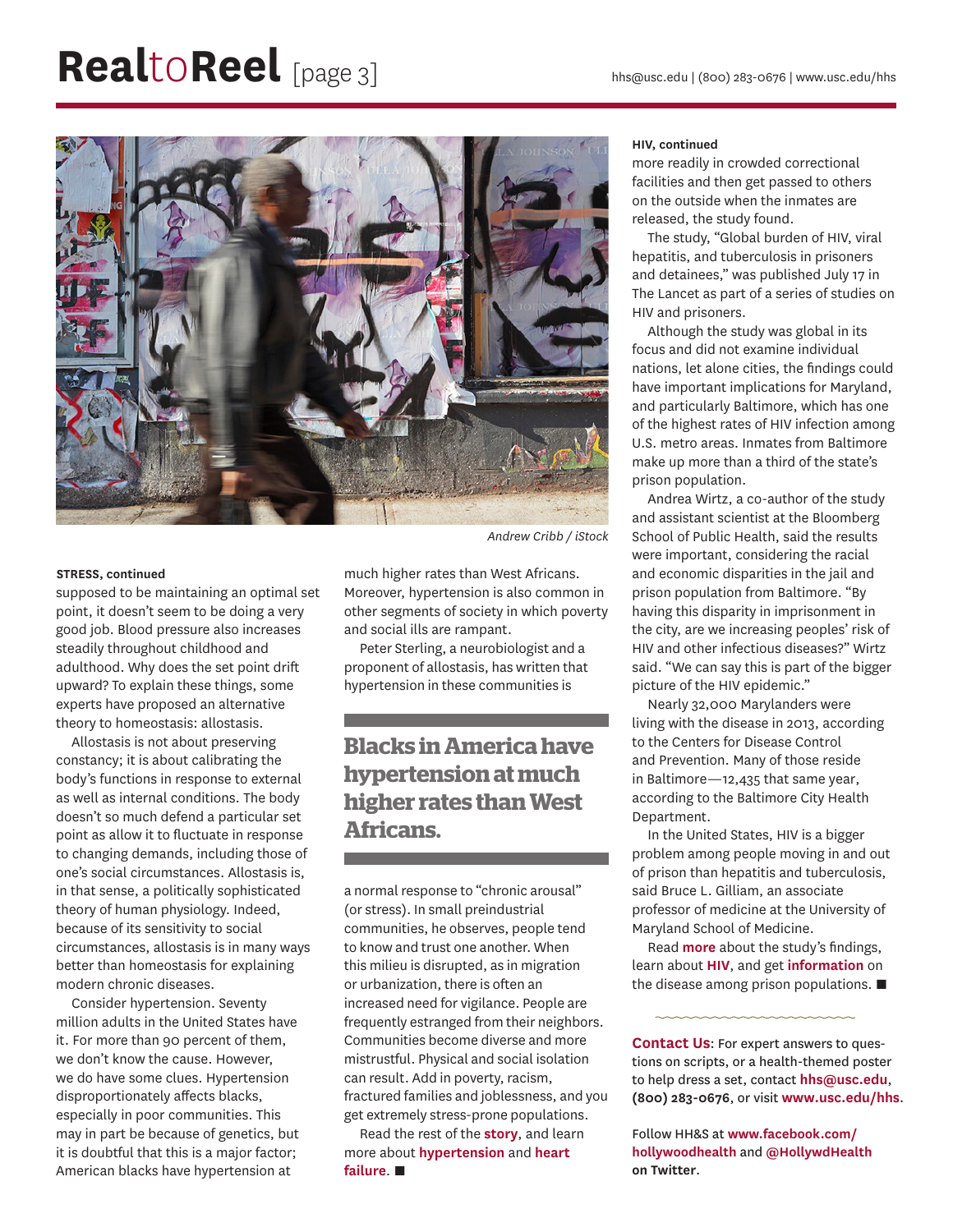Andrew Cribb / iStock

**STRESS, continued**

supposed to be maintaining an optimal set point, it doesn't seem to be doing a very good job. Blood pressure also increases steadily throughout childhood and adulthood. Why does the set point drift upward? To explain these things, some experts have proposed an alternative theory to homeostasis: allostasis.

Allostasis is not about preserving constancy; it is about calibrating the body's functions in response to external as well as internal conditions. The body doesn't so much defend a particular set point as allow it to fluctuate in response to changing demands, including those of one's social circumstances. Allostasis is, in that sense, a politically sophisticated theory of human physiology. Indeed, because of its sensitivity to social circumstances, allostasis is in many ways better than homeostasis for explaining modern chronic diseases.

Consider hypertension. Seventy million adults in the United States have it. For more than 90 percent of them, we don't know the cause. However, we do have some clues. Hypertension disproportionately affects blacks, especially in poor communities. This may in part be because of genetics, but it is doubtful that this is a major factor; American blacks have hypertension at much higher rates than West Africans. Moreover, hypertension is also common in other segments of society in which poverty and social ills are rampant.

Peter Sterling, a neurobiologist and a proponent of allostasis, has written that hypertension in these communities is

> **Blacks in America have hypertension at much higher rates than West Africans.**

a normal response to "chronic arousal" (or stress). In small preindustrial communities, he observes, people tend to know and trust one another. When this milieu is disrupted, as in migration or urbanization, there is often an increased need for vigilance. People are frequently estranged from their neighbors. Communities become diverse and more mistrustful. Physical and social isolation can result. Add in poverty, racism, fractured families and joblessness, and you get extremely stress-prone populations.

Read the rest of the **story**, and learn more about **hypertension** and **heart failure**. ■

**HIV, continued**

more readily in crowded correctional facilities and then get passed to others on the outside when the inmates are released, the study found.

The study, "Global burden of HIV, viral hepatitis, and tuberculosis in prisoners and detainees," was published July 17 in The Lancet as part of a series of studies on HIV and prisoners.

Although the study was global in its focus and did not examine individual nations, let alone cities, the findings could have important implications for Maryland, and particularly Baltimore, which has one of the highest rates of HIV infection among U.S. metro areas. Inmates from Baltimore make up more than a third of the state's prison population.

Andrea Wirtz, a co-author of the study and assistant scientist at the Bloomberg School of Public Health, said the results were important, considering the racial and economic disparities in the jail and prison population from Baltimore. "By having this disparity in imprisonment in the city, are we increasing peoples' risk of HIV and other infectious diseases?" Wirtz said. "We can say this is part of the bigger picture of the HIV epidemic."

Nearly 32,000 Marylanders were living with the disease in 2013, according to the Centers for Disease Control and Prevention. Many of those reside in Baltimore—12,435 that same year, according to the Baltimore City Health Department.

In the United States, HIV is a bigger problem among people moving in and out of prison than hepatitis and tuberculosis, said Bruce L. Gilliam, an associate professor of medicine at the University of Maryland School of Medicine.

Read **more** about the study's findings, learn about **HIV**, and get **information** on the disease among prison populations. ■

**Contact Us**: For expert answers to questions on scripts, or a health-themed poster to help dress a set, contact **hhs@usc.edu**, **(800) 283-0676**, or visit **www.usc.edu/hhs**.

Follow HH&S at **www.facebook.com/hollywoodhealth** and **@HollywdHealth on Twitter**.